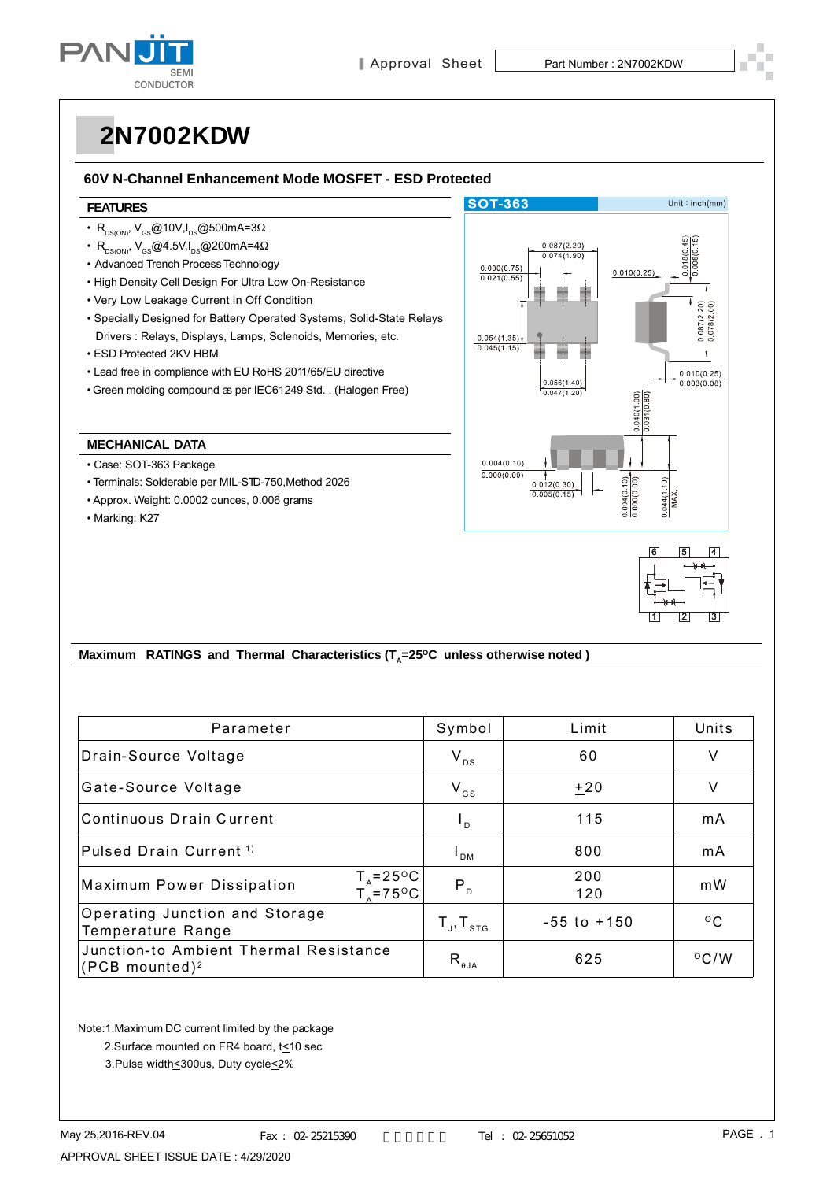# 2N7002KDW

## 60V N-Channel Enhancement Mode MOSFET - ESD Protected

### FEATURES

- $R_{DS(ON)}$, $V_{GS}$@10V,$I_{DS}$@500mA=3Ω
- $R_{DS(ON)}$, $V_{GS}$@4.5V,$I_{DS}$@200mA=4Ω
- Advanced Trench Process Technology
- High Density Cell Design For Ultra Low On-Resistance
- Very Low Leakage Current In Off Condition
- Specially Designed for Battery Operated Systems, Solid-State Relays Drivers : Relays, Displays, Lamps, Solenoids, Memories, etc.
- ESD Protected 2KV HBM
- Lead free in compliance with EU RoHS 2011/65/EU directive
- Green molding compound as per IEC61249 Std. . (Halogen Free)

### MECHANICAL DATA

- Case: SOT-363 Package
- Terminals: Solderable per MIL-STD-750,Method 2026
- Approx. Weight: 0.0002 ounces, 0.006 grams
- Marking: K27

SOT-363 Unit : inch(mm)

### Maximum RATINGS and Thermal Characteristics ($T_A$=25°C unless otherwise noted )

| Parameter | Symbol | Limit | Units |
|---|---|---|---|
| Drain-Source Voltage | $V_{DS}$ | 60 | V |
| Gate-Source Voltage | $V_{GS}$ | $\pm$20 | V |
| Continuous Drain Current | $I_D$ | 115 | mA |
| Pulsed Drain Current [1] | $I_{DM}$ | 800 | mA |
| Maximum Power Dissipation $T_A$=25°C / $T_A$=75°C | $P_D$ | 200 / 120 | mW |
| Operating Junction and Storage Temperature Range | $T_J$, $T_{STG}$ | -55 to +150 | °C |
| Junction-to Ambient Thermal Resistance (PCB mounted)[2] | $R_{θJA}$ | 625 | °C/W |

Note:1.Maximum DC current limited by the package

2.Surface mounted on FR4 board, t≤10 sec

3.Pulse width≤300us, Duty cycle≤2%

May 25,2016-REV.04

APPROVAL SHEET ISSUE DATE : 4/29/2020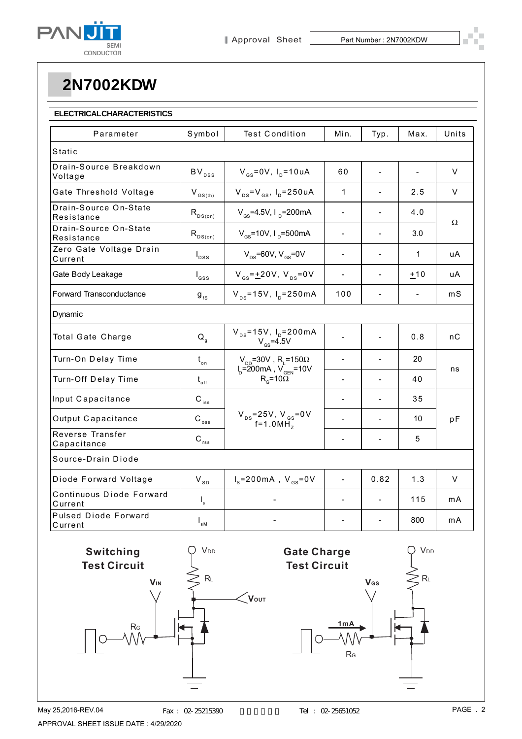# 2N7002KDW

## ELECTRICAL CHARACTERISTICS

| Parameter | Symbol | Test Condition | Min. | Typ. | Max. | Units |
|---|---|---|---|---|---|---|
| Static | | | | | | |
| Drain-Source Breakdown Voltage | $BV_{DSS}$ | $V_{GS}$=0V, $I_D$=10uA | 60 | - | - | V |
| Gate Threshold Voltage | $V_{GS(th)}$ | $V_{DS}$=$V_{GS}$, $I_D$=250uA | 1 | - | 2.5 | V |
| Drain-Source On-State Resistance | $R_{DS(on)}$ | $V_{GS}$=4.5V, $I_D$=200mA | - | - | 4.0 | Ω |
| Drain-Source On-State Resistance | $R_{DS(on)}$ | $V_{GS}$=10V, $I_D$=500mA | - | - | 3.0 | Ω |
| Zero Gate Voltage Drain Current | $I_{DSS}$ | $V_{DS}$=60V, $V_{GS}$=0V | - | - | 1 | uA |
| Gate Body Leakage | $I_{GSS}$ | $V_{GS}$=±20V, $V_{DS}$=0V | - | - | ±10 | uA |
| Forward Transconductance | $g_{fS}$ | $V_{DS}$=15V, $I_D$=250mA | 100 | - | - | mS |
| Dynamic | | | | | | |
| Total Gate Charge | $Q_g$ | $V_{DS}$=15V, $I_D$=200mA $V_{GS}$=4.5V | - | - | 0.8 | nC |
| Turn-On Delay Time | $t_{on}$ | $V_{DD}$=30V , $R_L$=150Ω $I_D$=200mA , $V_{GEN}$=10V $R_G$=10Ω | - | - | 20 | ns |
| Turn-Off Delay Time | $t_{off}$ | | - | - | 40 | ns |
| Input Capacitance | $C_{iss}$ | $V_{DS}$=25V, $V_{GS}$=0V f=1.0MHz | - | - | 35 | pF |
| Output Capacitance | $C_{oss}$ | | - | - | 10 | pF |
| Reverse Transfer Capacitance | $C_{rss}$ | | - | - | 5 | pF |
| Source-Drain Diode | | | | | | |
| Diode Forward Voltage | $V_{SD}$ | $I_s$=200mA , $V_{GS}$=0V | - | 0.82 | 1.3 | V |
| Continuous Diode Forward Current | $I_s$ | - | - | - | 115 | mA |
| Pulsed Diode Forward Current | $I_{sM}$ | - | - | - | 800 | mA |

**Switching Test Circuit**

VDD, RL, VIN, VOUT, RG

**Gate Charge Test Circuit**

VDD, RL, VGS, 1mA, RG

May 25,2016-REV.04 Fax : 02-25215390 Tel : 02-25651052

APPROVAL SHEET ISSUE DATE : 4/29/2020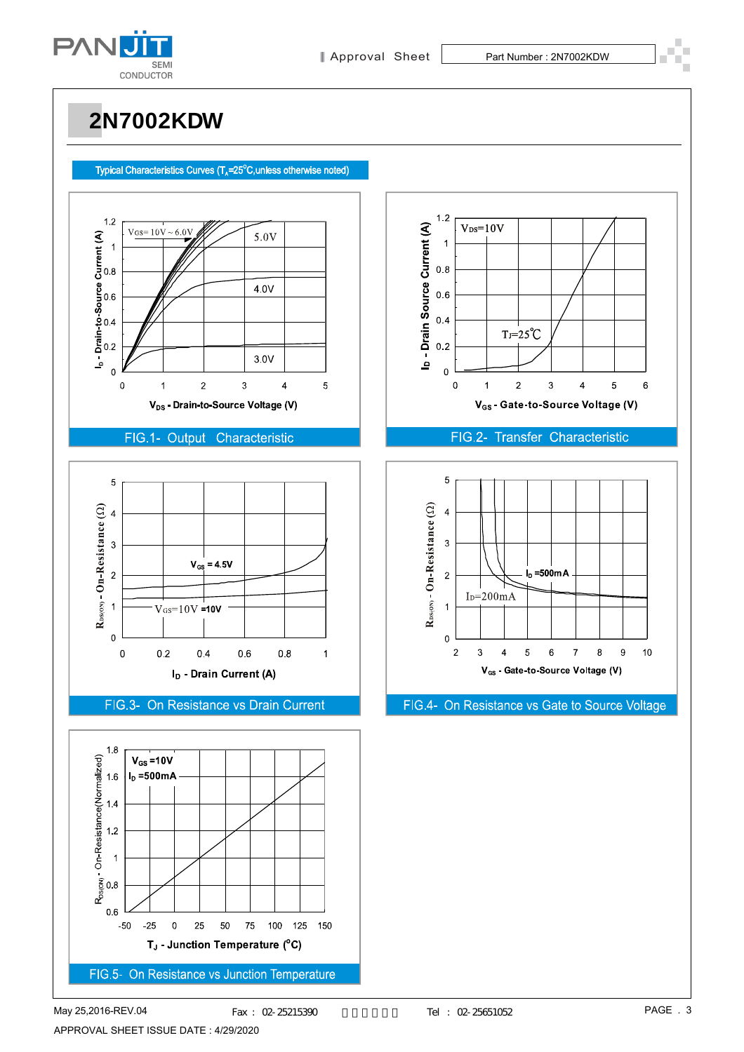# 2N7002KDW

**Typical Characteristics Curves ($T_A$=25°C,unless otherwise noted)**

$V_{GS}$= 10V ~ 6.0V, 5.0V, 4.0V, 3.0V

$I_D$ - Drain-to-Source Current (A)

$V_{DS}$ - Drain-to-Source Voltage (V)

FIG.1- Output Characteristic

$V_{DS}$=10V

$T_J$=25℃

$I_D$ - Drain Source Current (A)

$V_{GS}$ - Gate-to-Source Voltage (V)

FIG.2- Transfer Characteristic

$V_{GS}$ = 4.5V

$V_{GS}$=10V

$R_{DS(ON)}$ - On-Resistance (Ω)

$I_D$ - Drain Current (A)

FIG.3- On Resistance vs Drain Current

$I_D$ =500mA

$I_D$=200mA

$R_{DS(ON)}$ - On-Resistance (Ω)

$V_{GS}$ - Gate-to-Source Voltage (V)

FIG.4- On Resistance vs Gate to Source Voltage

$V_{GS}$ =10V

$I_D$ =500mA

$R_{DS(ON)}$ - On-Resistance(Normalized)

$T_J$ - Junction Temperature (°C)

FIG.5- On Resistance vs Junction Temperature

May 25,2016-REV.04 Fax : 02-25215390 Tel : 02-25651052

APPROVAL SHEET ISSUE DATE : 4/29/2020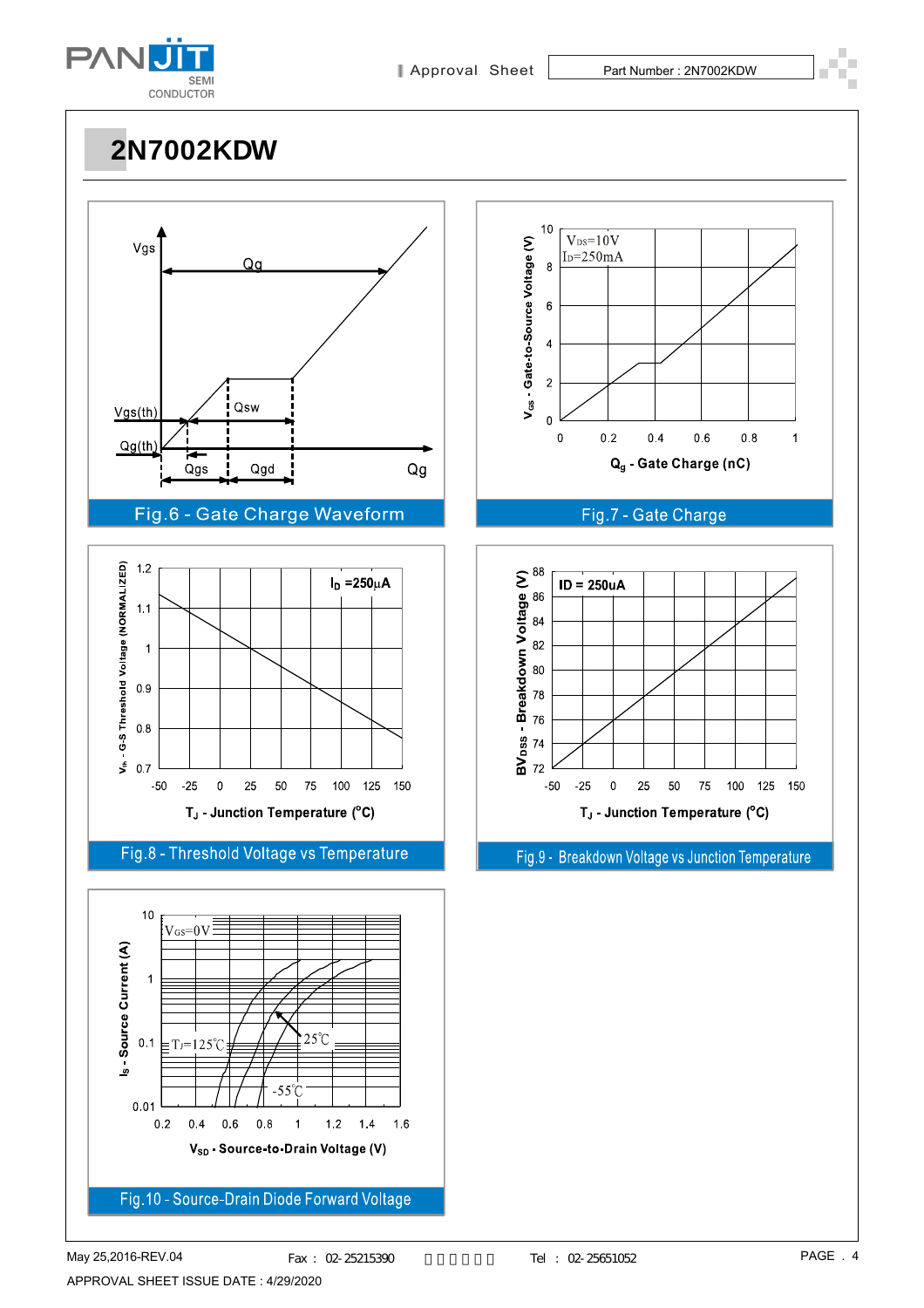# 2N7002KDW

Fig.6 - Gate Charge Waveform

Fig.7 - Gate Charge

Fig.8 - Threshold Voltage vs Temperature

Fig.9 - Breakdown Voltage vs Junction Temperature

Fig.10 - Source-Drain Diode Forward Voltage

May 25,2016-REV.04

APPROVAL SHEET ISSUE DATE : 4/29/2020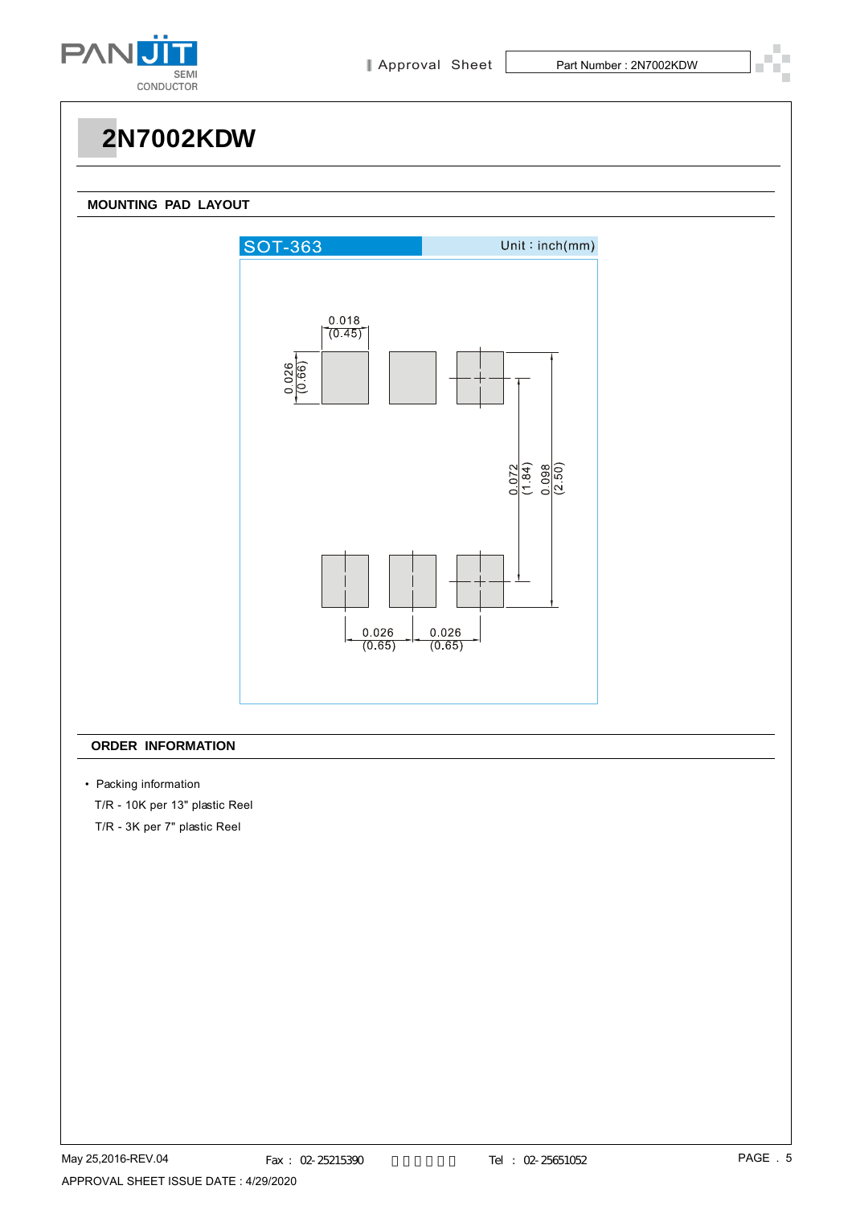# 2N7002KDW

## MOUNTING PAD LAYOUT

SOT-363 Unit : inch(mm)

0.018 (0.45)

0.026 (0.66)

0.072 (1.84)

0.098 (2.50)

0.026 (0.65) 0.026 (0.65)

## ORDER INFORMATION

- Packing information

  T/R - 10K per 13" plastic Reel

  T/R - 3K per 7" plastic Reel

May 25,2016-REV.04

APPROVAL SHEET ISSUE DATE : 4/29/2020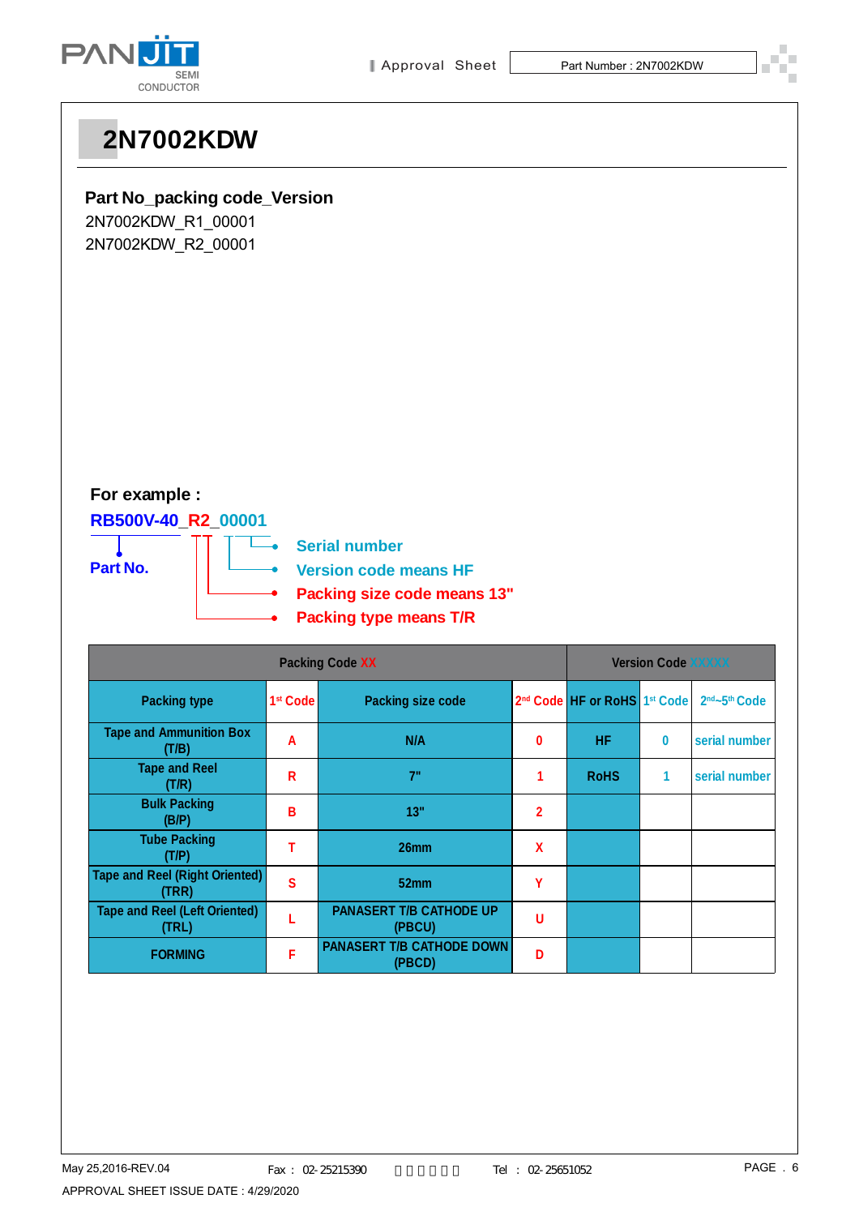# 2N7002KDW

**Part No_packing code_Version**

2N7002KDW_R1_00001

2N7002KDW_R2_00001

**For example :**

**RB500V-40_R2_00001**

**Part No.**

- **Serial number**
- **Version code means HF**
- **Packing size code means 13"**
- **Packing type means T/R**

| Packing Code XX | | | | Version Code XXXXX | | |
|---|---|---|---|---|---|---|
| Packing type | 1st Code | Packing size code | 2nd Code | HF or RoHS | 1st Code | 2nd~5th Code |
| Tape and Ammunition Box (T/B) | A | N/A | 0 | HF | 0 | serial number |
| Tape and Reel (T/R) | R | 7" | 1 | RoHS | 1 | serial number |
| Bulk Packing (B/P) | B | 13" | 2 | | | |
| Tube Packing (T/P) | T | 26mm | X | | | |
| Tape and Reel (Right Oriented) (TRR) | S | 52mm | Y | | | |
| Tape and Reel (Left Oriented) (TRL) | L | PANASERT T/B CATHODE UP (PBCU) | U | | | |
| FORMING | F | PANASERT T/B CATHODE DOWN (PBCD) | D | | | |

May 25,2016-REV.04 Fax : 02-25215390 Tel : 02-25651052

APPROVAL SHEET ISSUE DATE : 4/29/2020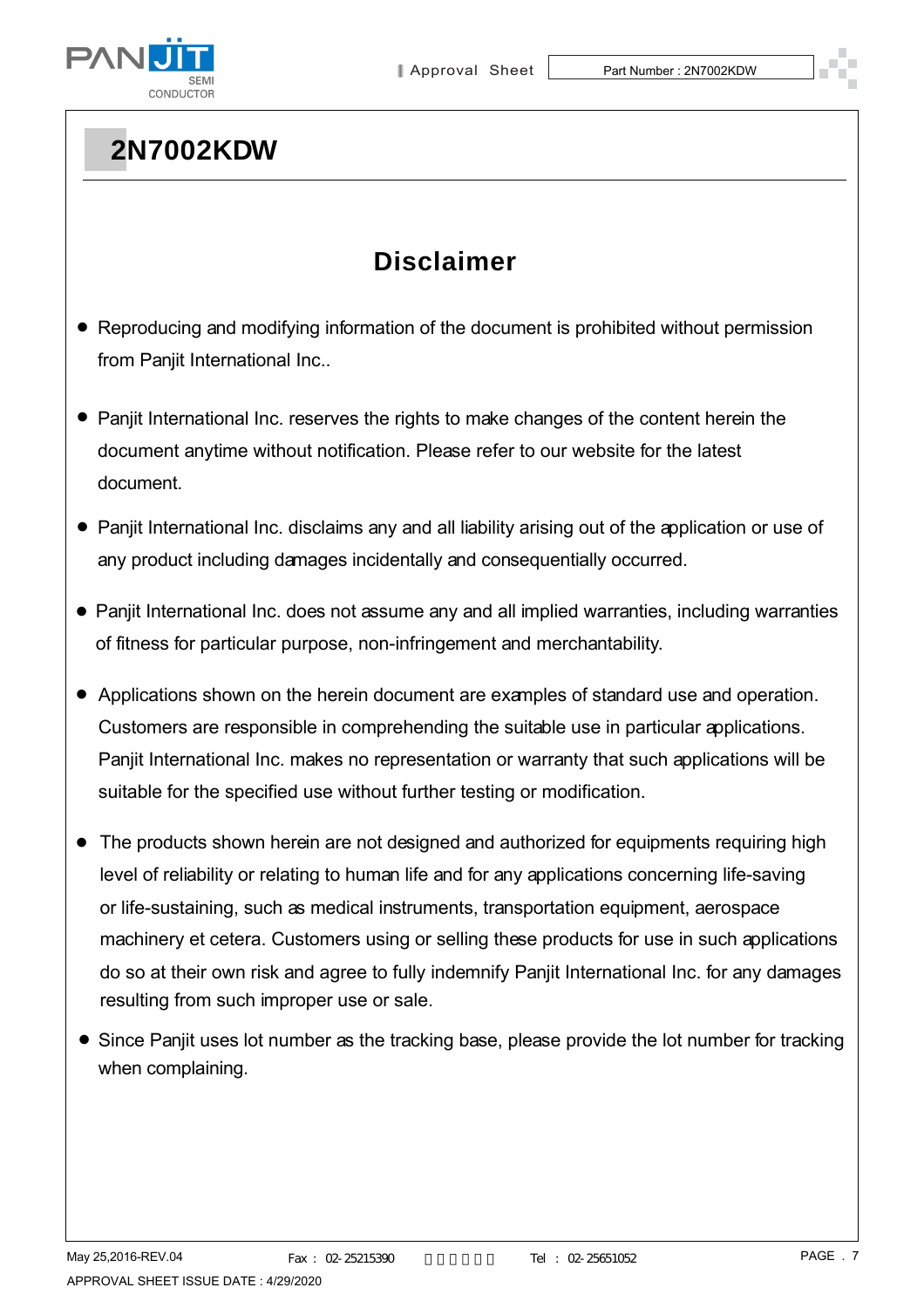# 2N7002KDW

## Disclaimer

- Reproducing and modifying information of the document is prohibited without permission from Panjit International Inc..
- Panjit International Inc. reserves the rights to make changes of the content herein the document anytime without notification. Please refer to our website for the latest document.
- Panjit International Inc. disclaims any and all liability arising out of the application or use of any product including damages incidentally and consequentially occurred.
- Panjit International Inc. does not assume any and all implied warranties, including warranties of fitness for particular purpose, non-infringement and merchantability.
- Applications shown on the herein document are examples of standard use and operation. Customers are responsible in comprehending the suitable use in particular applications. Panjit International Inc. makes no representation or warranty that such applications will be suitable for the specified use without further testing or modification.
- The products shown herein are not designed and authorized for equipments requiring high level of reliability or relating to human life and for any applications concerning life-saving or life-sustaining, such as medical instruments, transportation equipment, aerospace machinery et cetera. Customers using or selling these products for use in such applications do so at their own risk and agree to fully indemnify Panjit International Inc. for any damages resulting from such improper use or sale.
- Since Panjit uses lot number as the tracking base, please provide the lot number for tracking when complaining.